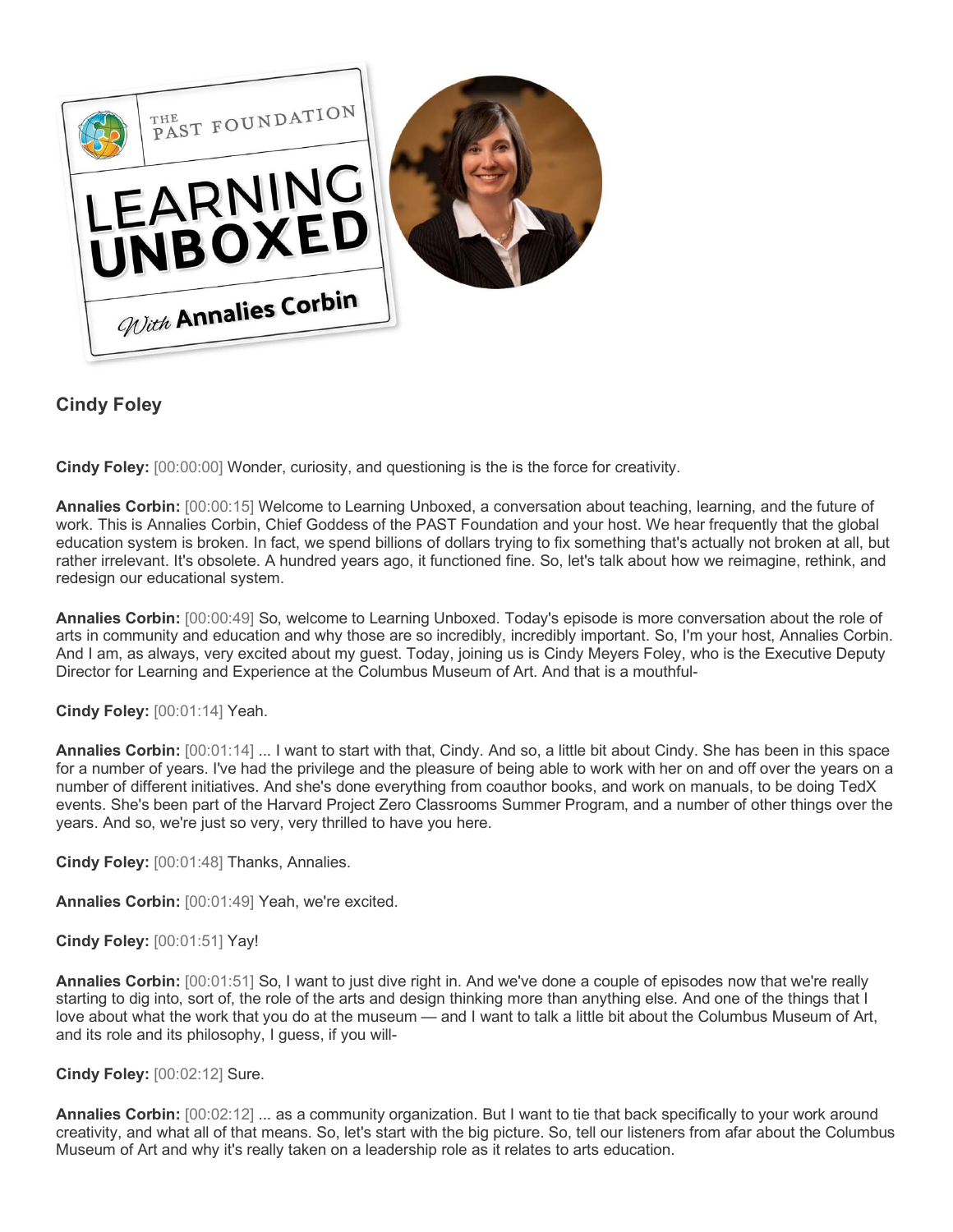## Cindy Foley

**Cindy Foley:** [00:00:00] Wonder, curiosity, and questioning is the is the force for creativity.

**Annalies Corbin:** [00:00:15] Welcome to Learning Unboxed, a conversation about teaching, learning, and the future of work. This is Annalies Corbin, Chief Goddess of the PAST Foundation and your host. We hear frequently that the global education system is broken. In fact, we spend billions of dollars trying to fix something that's actually not broken at all, but rather irrelevant. It's obsolete. A hundred years ago, it functioned fine. So, let's talk about how we reimagine, rethink, and redesign our educational system.

**Annalies Corbin:** [00:00:49] So, welcome to Learning Unboxed. Today's episode is more conversation about the role of arts in community and education and why those are so incredibly, incredibly important. So, I'm your host, Annalies Corbin. And I am, as always, very excited about my guest. Today, joining us is Cindy Meyers Foley, who is the Executive Deputy Director for Learning and Experience at the Columbus Museum of Art. And that is a mouthful-

**Cindy Foley:** [00:01:14] Yeah.

**Annalies Corbin:** [00:01:14] ... I want to start with that, Cindy. And so, a little bit about Cindy. She has been in this space for a number of years. I've had the privilege and the pleasure of being able to work with her on and off over the years on a number of different initiatives. And she's done everything from coauthor books, and work on manuals, to be doing TedX events. She's been part of the Harvard Project Zero Classrooms Summer Program, and a number of other things over the years. And so, we're just so very, very thrilled to have you here.

**Cindy Foley:** [00:01:48] Thanks, Annalies.

**Annalies Corbin:** [00:01:49] Yeah, we're excited.

**Cindy Foley:** [00:01:51] Yay!

**Annalies Corbin:** [00:01:51] So, I want to just dive right in. And we've done a couple of episodes now that we're really starting to dig into, sort of, the role of the arts and design thinking more than anything else. And one of the things that I love about what the work that you do at the museum — and I want to talk a little bit about the Columbus Museum of Art, and its role and its philosophy, I guess, if you will-

**Cindy Foley:** [00:02:12] Sure.

**Annalies Corbin:** [00:02:12] ... as a community organization. But I want to tie that back specifically to your work around creativity, and what all of that means. So, let's start with the big picture. So, tell our listeners from afar about the Columbus Museum of Art and why it's really taken on a leadership role as it relates to arts education.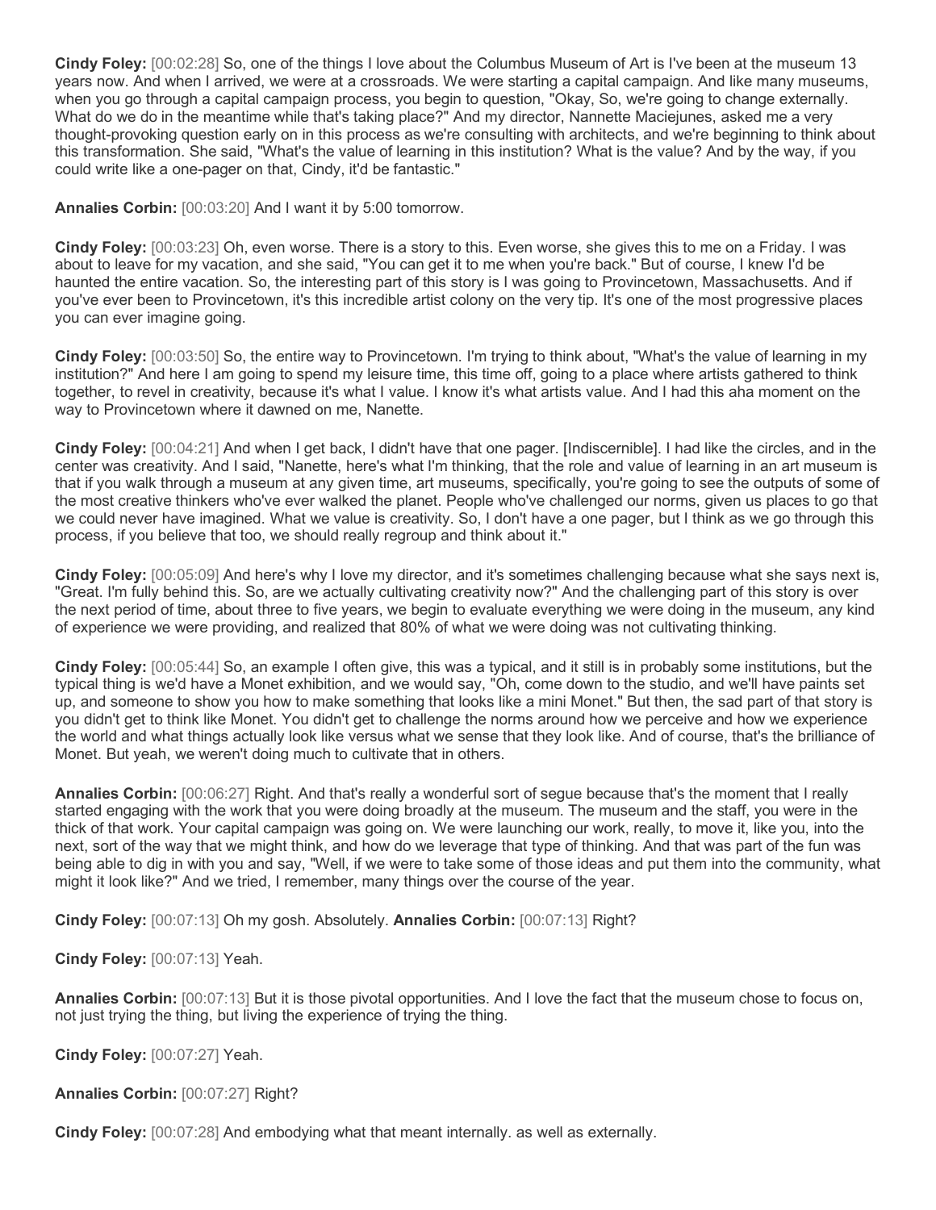**Cindy Foley:** [00:02:28] So, one of the things I love about the Columbus Museum of Art is I've been at the museum 13 years now. And when I arrived, we were at a crossroads. We were starting a capital campaign. And like many museums, when you go through a capital campaign process, you begin to question, "Okay, So, we're going to change externally. What do we do in the meantime while that's taking place?" And my director, Nannette Maciejunes, asked me a very thought-provoking question early on in this process as we're consulting with architects, and we're beginning to think about this transformation. She said, "What's the value of learning in this institution? What is the value? And by the way, if you could write like a one-pager on that, Cindy, it'd be fantastic."

**Annalies Corbin:** [00:03:20] And I want it by 5:00 tomorrow.

**Cindy Foley:** [00:03:23] Oh, even worse. There is a story to this. Even worse, she gives this to me on a Friday. I was about to leave for my vacation, and she said, "You can get it to me when you're back." But of course, I knew I'd be haunted the entire vacation. So, the interesting part of this story is I was going to Provincetown, Massachusetts. And if you've ever been to Provincetown, it's this incredible artist colony on the very tip. It's one of the most progressive places you can ever imagine going.

**Cindy Foley:** [00:03:50] So, the entire way to Provincetown. I'm trying to think about, "What's the value of learning in my institution?" And here I am going to spend my leisure time, this time off, going to a place where artists gathered to think together, to revel in creativity, because it's what I value. I know it's what artists value. And I had this aha moment on the way to Provincetown where it dawned on me, Nanette.

**Cindy Foley:** [00:04:21] And when I get back, I didn't have that one pager. [Indiscernible]. I had like the circles, and in the center was creativity. And I said, "Nanette, here's what I'm thinking, that the role and value of learning in an art museum is that if you walk through a museum at any given time, art museums, specifically, you're going to see the outputs of some of the most creative thinkers who've ever walked the planet. People who've challenged our norms, given us places to go that we could never have imagined. What we value is creativity. So, I don't have a one pager, but I think as we go through this process, if you believe that too, we should really regroup and think about it."

**Cindy Foley:** [00:05:09] And here's why I love my director, and it's sometimes challenging because what she says next is, "Great. I'm fully behind this. So, are we actually cultivating creativity now?" And the challenging part of this story is over the next period of time, about three to five years, we begin to evaluate everything we were doing in the museum, any kind of experience we were providing, and realized that 80% of what we were doing was not cultivating thinking.

**Cindy Foley:** [00:05:44] So, an example I often give, this was a typical, and it still is in probably some institutions, but the typical thing is we'd have a Monet exhibition, and we would say, "Oh, come down to the studio, and we'll have paints set up, and someone to show you how to make something that looks like a mini Monet." But then, the sad part of that story is you didn't get to think like Monet. You didn't get to challenge the norms around how we perceive and how we experience the world and what things actually look like versus what we sense that they look like. And of course, that's the brilliance of Monet. But yeah, we weren't doing much to cultivate that in others.

**Annalies Corbin:** [00:06:27] Right. And that's really a wonderful sort of segue because that's the moment that I really started engaging with the work that you were doing broadly at the museum. The museum and the staff, you were in the thick of that work. Your capital campaign was going on. We were launching our work, really, to move it, like you, into the next, sort of the way that we might think, and how do we leverage that type of thinking. And that was part of the fun was being able to dig in with you and say, "Well, if we were to take some of those ideas and put them into the community, what might it look like?" And we tried, I remember, many things over the course of the year.

**Cindy Foley:** [00:07:13] Oh my gosh. Absolutely. **Annalies Corbin:** [00:07:13] Right?

**Cindy Foley:** [00:07:13] Yeah.

**Annalies Corbin:** [00:07:13] But it is those pivotal opportunities. And I love the fact that the museum chose to focus on, not just trying the thing, but living the experience of trying the thing.

**Cindy Foley:** [00:07:27] Yeah.

**Annalies Corbin:** [00:07:27] Right?

**Cindy Foley:** [00:07:28] And embodying what that meant internally. as well as externally.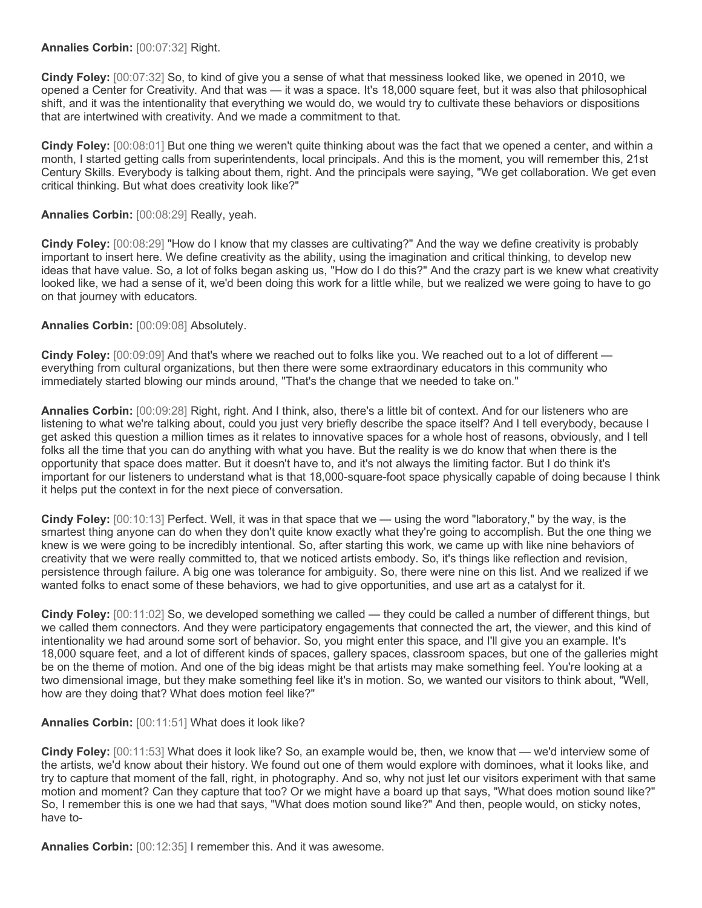**Annalies Corbin:** [00:07:32] Right.

**Cindy Foley:** [00:07:32] So, to kind of give you a sense of what that messiness looked like, we opened in 2010, we opened a Center for Creativity. And that was — it was a space. It's 18,000 square feet, but it was also that philosophical shift, and it was the intentionality that everything we would do, we would try to cultivate these behaviors or dispositions that are intertwined with creativity. And we made a commitment to that.

**Cindy Foley:** [00:08:01] But one thing we weren't quite thinking about was the fact that we opened a center, and within a month, I started getting calls from superintendents, local principals. And this is the moment, you will remember this, 21st Century Skills. Everybody is talking about them, right. And the principals were saying, "We get collaboration. We get even critical thinking. But what does creativity look like?"

**Annalies Corbin:** [00:08:29] Really, yeah.

**Cindy Foley:** [00:08:29] "How do I know that my classes are cultivating?" And the way we define creativity is probably important to insert here. We define creativity as the ability, using the imagination and critical thinking, to develop new ideas that have value. So, a lot of folks began asking us, "How do I do this?" And the crazy part is we knew what creativity looked like, we had a sense of it, we'd been doing this work for a little while, but we realized we were going to have to go on that journey with educators.

**Annalies Corbin:** [00:09:08] Absolutely.

**Cindy Foley:** [00:09:09] And that's where we reached out to folks like you. We reached out to a lot of different — everything from cultural organizations, but then there were some extraordinary educators in this community who immediately started blowing our minds around, "That's the change that we needed to take on."

**Annalies Corbin:** [00:09:28] Right, right. And I think, also, there's a little bit of context. And for our listeners who are listening to what we're talking about, could you just very briefly describe the space itself? And I tell everybody, because I get asked this question a million times as it relates to innovative spaces for a whole host of reasons, obviously, and I tell folks all the time that you can do anything with what you have. But the reality is we do know that when there is the opportunity that space does matter. But it doesn't have to, and it's not always the limiting factor. But I do think it's important for our listeners to understand what is that 18,000-square-foot space physically capable of doing because I think it helps put the context in for the next piece of conversation.

**Cindy Foley:** [00:10:13] Perfect. Well, it was in that space that we — using the word "laboratory," by the way, is the smartest thing anyone can do when they don't quite know exactly what they're going to accomplish. But the one thing we knew is we were going to be incredibly intentional. So, after starting this work, we came up with like nine behaviors of creativity that we were really committed to, that we noticed artists embody. So, it's things like reflection and revision, persistence through failure. A big one was tolerance for ambiguity. So, there were nine on this list. And we realized if we wanted folks to enact some of these behaviors, we had to give opportunities, and use art as a catalyst for it.

**Cindy Foley:** [00:11:02] So, we developed something we called — they could be called a number of different things, but we called them connectors. And they were participatory engagements that connected the art, the viewer, and this kind of intentionality we had around some sort of behavior. So, you might enter this space, and I'll give you an example. It's 18,000 square feet, and a lot of different kinds of spaces, gallery spaces, classroom spaces, but one of the galleries might be on the theme of motion. And one of the big ideas might be that artists may make something feel. You're looking at a two dimensional image, but they make something feel like it's in motion. So, we wanted our visitors to think about, "Well, how are they doing that? What does motion feel like?"

**Annalies Corbin:** [00:11:51] What does it look like?

**Cindy Foley:** [00:11:53] What does it look like? So, an example would be, then, we know that — we'd interview some of the artists, we'd know about their history. We found out one of them would explore with dominoes, what it looks like, and try to capture that moment of the fall, right, in photography. And so, why not just let our visitors experiment with that same motion and moment? Can they capture that too? Or we might have a board up that says, "What does motion sound like?" So, I remember this is one we had that says, "What does motion sound like?" And then, people would, on sticky notes, have to-

**Annalies Corbin:** [00:12:35] I remember this. And it was awesome.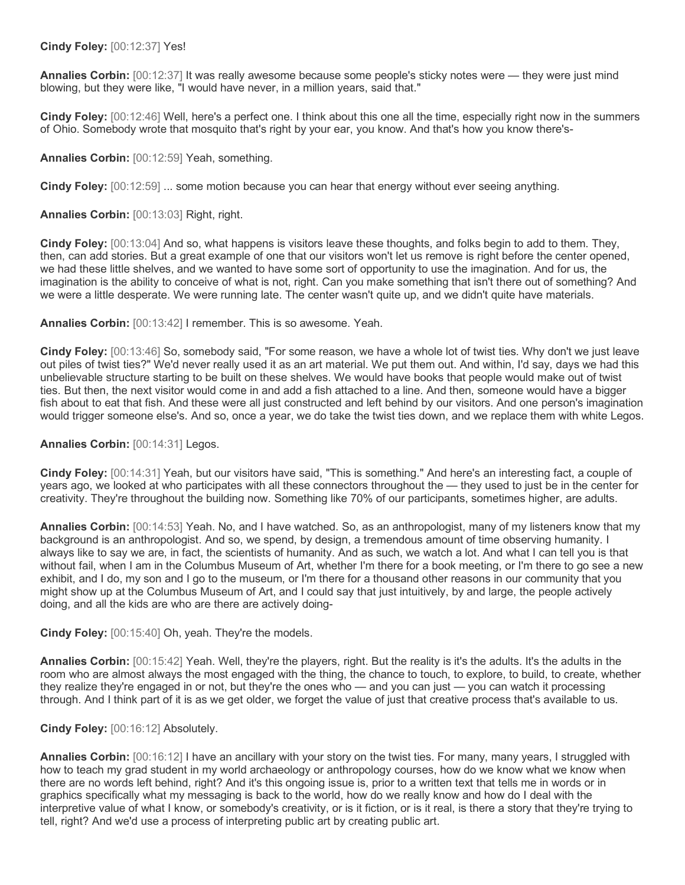**Cindy Foley:** [00:12:37] Yes!

**Annalies Corbin:** [00:12:37] It was really awesome because some people's sticky notes were — they were just mind blowing, but they were like, "I would have never, in a million years, said that."

**Cindy Foley:** [00:12:46] Well, here's a perfect one. I think about this one all the time, especially right now in the summers of Ohio. Somebody wrote that mosquito that's right by your ear, you know. And that's how you know there's-

**Annalies Corbin:** [00:12:59] Yeah, something.

**Cindy Foley:** [00:12:59] ... some motion because you can hear that energy without ever seeing anything.

**Annalies Corbin:** [00:13:03] Right, right.

**Cindy Foley:** [00:13:04] And so, what happens is visitors leave these thoughts, and folks begin to add to them. They, then, can add stories. But a great example of one that our visitors won't let us remove is right before the center opened, we had these little shelves, and we wanted to have some sort of opportunity to use the imagination. And for us, the imagination is the ability to conceive of what is not, right. Can you make something that isn't there out of something? And we were a little desperate. We were running late. The center wasn't quite up, and we didn't quite have materials.

**Annalies Corbin:** [00:13:42] I remember. This is so awesome. Yeah.

**Cindy Foley:** [00:13:46] So, somebody said, "For some reason, we have a whole lot of twist ties. Why don't we just leave out piles of twist ties?" We'd never really used it as an art material. We put them out. And within, I'd say, days we had this unbelievable structure starting to be built on these shelves. We would have books that people would make out of twist ties. But then, the next visitor would come in and add a fish attached to a line. And then, someone would have a bigger fish about to eat that fish. And these were all just constructed and left behind by our visitors. And one person's imagination would trigger someone else's. And so, once a year, we do take the twist ties down, and we replace them with white Legos.

**Annalies Corbin:** [00:14:31] Legos.

**Cindy Foley:** [00:14:31] Yeah, but our visitors have said, "This is something." And here's an interesting fact, a couple of years ago, we looked at who participates with all these connectors throughout the — they used to just be in the center for creativity. They're throughout the building now. Something like 70% of our participants, sometimes higher, are adults.

**Annalies Corbin:** [00:14:53] Yeah. No, and I have watched. So, as an anthropologist, many of my listeners know that my background is an anthropologist. And so, we spend, by design, a tremendous amount of time observing humanity. I always like to say we are, in fact, the scientists of humanity. And as such, we watch a lot. And what I can tell you is that without fail, when I am in the Columbus Museum of Art, whether I'm there for a book meeting, or I'm there to go see a new exhibit, and I do, my son and I go to the museum, or I'm there for a thousand other reasons in our community that you might show up at the Columbus Museum of Art, and I could say that just intuitively, by and large, the people actively doing, and all the kids are who are there are actively doing-

**Cindy Foley:** [00:15:40] Oh, yeah. They're the models.

**Annalies Corbin:** [00:15:42] Yeah. Well, they're the players, right. But the reality is it's the adults. It's the adults in the room who are almost always the most engaged with the thing, the chance to touch, to explore, to build, to create, whether they realize they're engaged in or not, but they're the ones who — and you can just — you can watch it processing through. And I think part of it is as we get older, we forget the value of just that creative process that's available to us.

**Cindy Foley:** [00:16:12] Absolutely.

**Annalies Corbin:** [00:16:12] I have an ancillary with your story on the twist ties. For many, many years, I struggled with how to teach my grad student in my world archaeology or anthropology courses, how do we know what we know when there are no words left behind, right? And it's this ongoing issue is, prior to a written text that tells me in words or in graphics specifically what my messaging is back to the world, how do we really know and how do I deal with the interpretive value of what I know, or somebody's creativity, or is it fiction, or is it real, is there a story that they're trying to tell, right? And we'd use a process of interpreting public art by creating public art.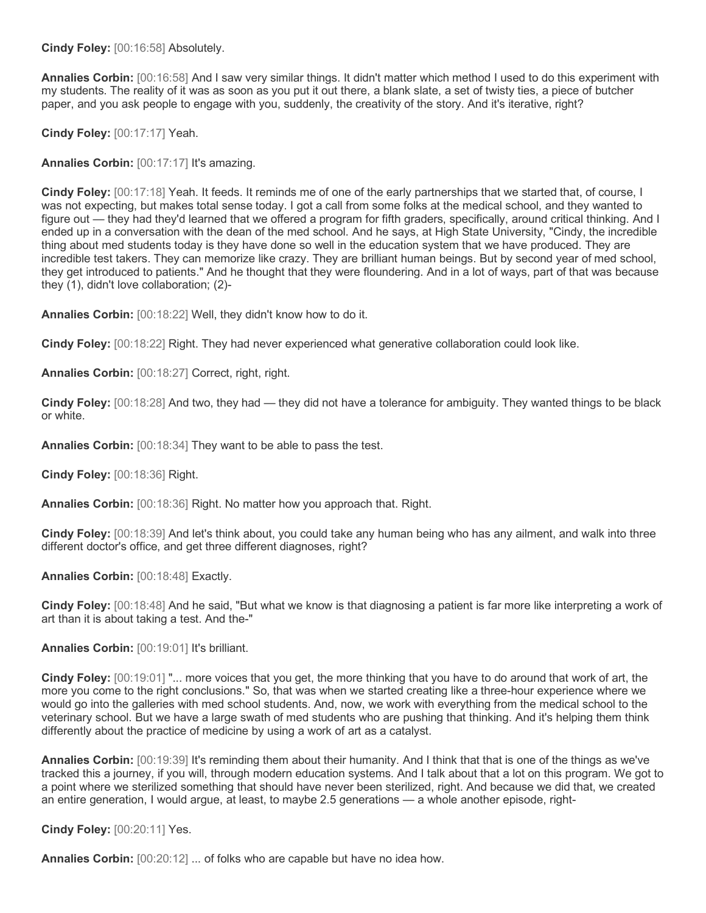**Cindy Foley:** [00:16:58] Absolutely.

**Annalies Corbin:** [00:16:58] And I saw very similar things. It didn't matter which method I used to do this experiment with my students. The reality of it was as soon as you put it out there, a blank slate, a set of twisty ties, a piece of butcher paper, and you ask people to engage with you, suddenly, the creativity of the story. And it's iterative, right?

**Cindy Foley:** [00:17:17] Yeah.

**Annalies Corbin:** [00:17:17] It's amazing.

**Cindy Foley:** [00:17:18] Yeah. It feeds. It reminds me of one of the early partnerships that we started that, of course, I was not expecting, but makes total sense today. I got a call from some folks at the medical school, and they wanted to figure out — they had they'd learned that we offered a program for fifth graders, specifically, around critical thinking. And I ended up in a conversation with the dean of the med school. And he says, at High State University, "Cindy, the incredible thing about med students today is they have done so well in the education system that we have produced. They are incredible test takers. They can memorize like crazy. They are brilliant human beings. But by second year of med school, they get introduced to patients." And he thought that they were floundering. And in a lot of ways, part of that was because they (1), didn't love collaboration; (2)-

**Annalies Corbin:** [00:18:22] Well, they didn't know how to do it.

**Cindy Foley:** [00:18:22] Right. They had never experienced what generative collaboration could look like.

**Annalies Corbin:** [00:18:27] Correct, right, right.

**Cindy Foley:** [00:18:28] And two, they had — they did not have a tolerance for ambiguity. They wanted things to be black or white.

**Annalies Corbin:** [00:18:34] They want to be able to pass the test.

**Cindy Foley:** [00:18:36] Right.

**Annalies Corbin:** [00:18:36] Right. No matter how you approach that. Right.

**Cindy Foley:** [00:18:39] And let's think about, you could take any human being who has any ailment, and walk into three different doctor's office, and get three different diagnoses, right?

**Annalies Corbin:** [00:18:48] Exactly.

**Cindy Foley:** [00:18:48] And he said, "But what we know is that diagnosing a patient is far more like interpreting a work of art than it is about taking a test. And the-"

**Annalies Corbin:** [00:19:01] It's brilliant.

**Cindy Foley:** [00:19:01] "... more voices that you get, the more thinking that you have to do around that work of art, the more you come to the right conclusions." So, that was when we started creating like a three-hour experience where we would go into the galleries with med school students. And, now, we work with everything from the medical school to the veterinary school. But we have a large swath of med students who are pushing that thinking. And it's helping them think differently about the practice of medicine by using a work of art as a catalyst.

**Annalies Corbin:** [00:19:39] It's reminding them about their humanity. And I think that that is one of the things as we've tracked this a journey, if you will, through modern education systems. And I talk about that a lot on this program. We got to a point where we sterilized something that should have never been sterilized, right. And because we did that, we created an entire generation, I would argue, at least, to maybe 2.5 generations — a whole another episode, right-

**Cindy Foley:** [00:20:11] Yes.

**Annalies Corbin:** [00:20:12] ... of folks who are capable but have no idea how.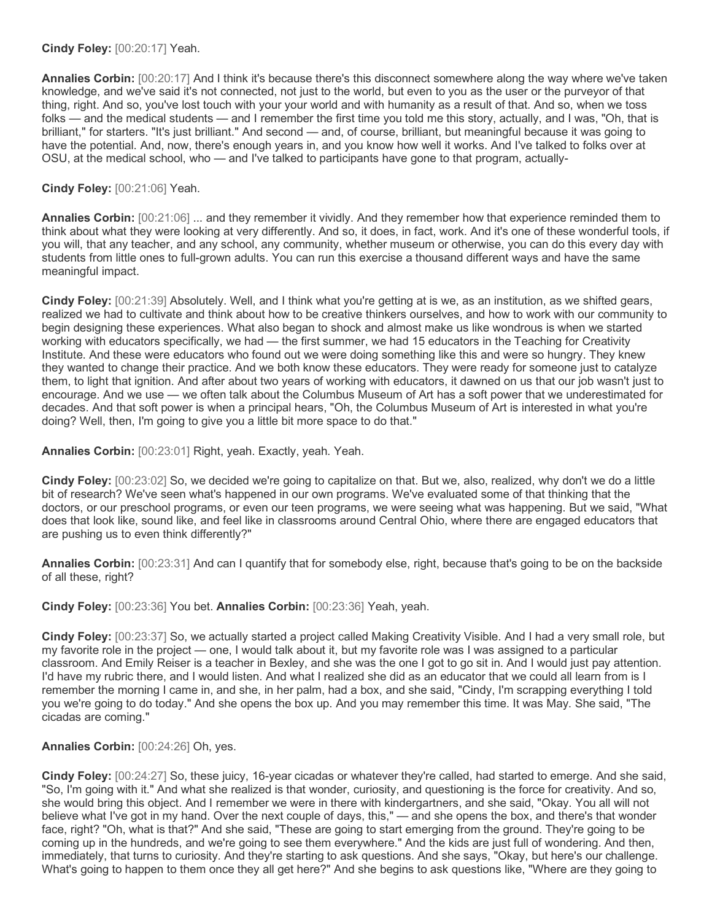**Cindy Foley:** [00:20:17] Yeah.

**Annalies Corbin:** [00:20:17] And I think it's because there's this disconnect somewhere along the way where we've taken knowledge, and we've said it's not connected, not just to the world, but even to you as the user or the purveyor of that thing, right. And so, you've lost touch with your your world and with humanity as a result of that. And so, when we toss folks — and the medical students — and I remember the first time you told me this story, actually, and I was, "Oh, that is brilliant," for starters. "It's just brilliant." And second — and, of course, brilliant, but meaningful because it was going to have the potential. And, now, there's enough years in, and you know how well it works. And I've talked to folks over at OSU, at the medical school, who — and I've talked to participants have gone to that program, actually-

**Cindy Foley:** [00:21:06] Yeah.

**Annalies Corbin:** [00:21:06] ... and they remember it vividly. And they remember how that experience reminded them to think about what they were looking at very differently. And so, it does, in fact, work. And it's one of these wonderful tools, if you will, that any teacher, and any school, any community, whether museum or otherwise, you can do this every day with students from little ones to full-grown adults. You can run this exercise a thousand different ways and have the same meaningful impact.

**Cindy Foley:** [00:21:39] Absolutely. Well, and I think what you're getting at is we, as an institution, as we shifted gears, realized we had to cultivate and think about how to be creative thinkers ourselves, and how to work with our community to begin designing these experiences. What also began to shock and almost make us like wondrous is when we started working with educators specifically, we had — the first summer, we had 15 educators in the Teaching for Creativity Institute. And these were educators who found out we were doing something like this and were so hungry. They knew they wanted to change their practice. And we both know these educators. They were ready for someone just to catalyze them, to light that ignition. And after about two years of working with educators, it dawned on us that our job wasn't just to encourage. And we use — we often talk about the Columbus Museum of Art has a soft power that we underestimated for decades. And that soft power is when a principal hears, "Oh, the Columbus Museum of Art is interested in what you're doing? Well, then, I'm going to give you a little bit more space to do that."

**Annalies Corbin:** [00:23:01] Right, yeah. Exactly, yeah. Yeah.

**Cindy Foley:** [00:23:02] So, we decided we're going to capitalize on that. But we, also, realized, why don't we do a little bit of research? We've seen what's happened in our own programs. We've evaluated some of that thinking that the doctors, or our preschool programs, or even our teen programs, we were seeing what was happening. But we said, "What does that look like, sound like, and feel like in classrooms around Central Ohio, where there are engaged educators that are pushing us to even think differently?"

**Annalies Corbin:** [00:23:31] And can I quantify that for somebody else, right, because that's going to be on the backside of all these, right?

**Cindy Foley:** [00:23:36] You bet. **Annalies Corbin:** [00:23:36] Yeah, yeah.

**Cindy Foley:** [00:23:37] So, we actually started a project called Making Creativity Visible. And I had a very small role, but my favorite role in the project — one, I would talk about it, but my favorite role was I was assigned to a particular classroom. And Emily Reiser is a teacher in Bexley, and she was the one I got to go sit in. And I would just pay attention. I'd have my rubric there, and I would listen. And what I realized she did as an educator that we could all learn from is I remember the morning I came in, and she, in her palm, had a box, and she said, "Cindy, I'm scrapping everything I told you we're going to do today." And she opens the box up. And you may remember this time. It was May. She said, "The cicadas are coming."

**Annalies Corbin:** [00:24:26] Oh, yes.

**Cindy Foley:** [00:24:27] So, these juicy, 16-year cicadas or whatever they're called, had started to emerge. And she said, "So, I'm going with it." And what she realized is that wonder, curiosity, and questioning is the force for creativity. And so, she would bring this object. And I remember we were in there with kindergartners, and she said, "Okay. You all will not believe what I've got in my hand. Over the next couple of days, this," — and she opens the box, and there's that wonder face, right? "Oh, what is that?" And she said, "These are going to start emerging from the ground. They're going to be coming up in the hundreds, and we're going to see them everywhere." And the kids are just full of wondering. And then, immediately, that turns to curiosity. And they're starting to ask questions. And she says, "Okay, but here's our challenge. What's going to happen to them once they all get here?" And she begins to ask questions like, "Where are they going to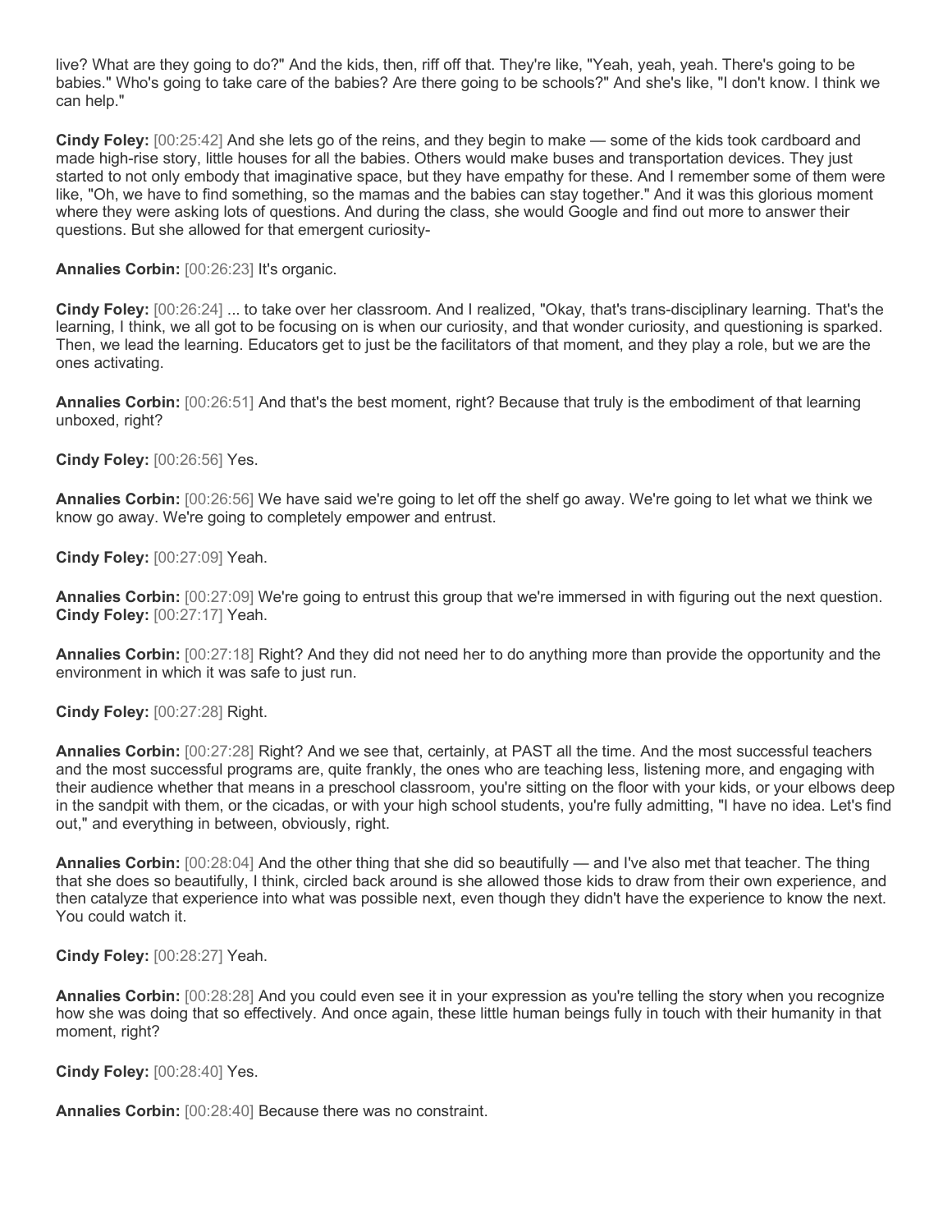live? What are they going to do?" And the kids, then, riff off that. They're like, "Yeah, yeah, yeah. There's going to be babies." Who's going to take care of the babies? Are there going to be schools?" And she's like, "I don't know. I think we can help."

**Cindy Foley:** [00:25:42] And she lets go of the reins, and they begin to make — some of the kids took cardboard and made high-rise story, little houses for all the babies. Others would make buses and transportation devices. They just started to not only embody that imaginative space, but they have empathy for these. And I remember some of them were like, "Oh, we have to find something, so the mamas and the babies can stay together." And it was this glorious moment where they were asking lots of questions. And during the class, she would Google and find out more to answer their questions. But she allowed for that emergent curiosity-

**Annalies Corbin:** [00:26:23] It's organic.

**Cindy Foley:** [00:26:24] ... to take over her classroom. And I realized, "Okay, that's trans-disciplinary learning. That's the learning, I think, we all got to be focusing on is when our curiosity, and that wonder curiosity, and questioning is sparked. Then, we lead the learning. Educators get to just be the facilitators of that moment, and they play a role, but we are the ones activating.

**Annalies Corbin:** [00:26:51] And that's the best moment, right? Because that truly is the embodiment of that learning unboxed, right?

**Cindy Foley:** [00:26:56] Yes.

**Annalies Corbin:** [00:26:56] We have said we're going to let off the shelf go away. We're going to let what we think we know go away. We're going to completely empower and entrust.

**Cindy Foley:** [00:27:09] Yeah.

**Annalies Corbin:** [00:27:09] We're going to entrust this group that we're immersed in with figuring out the next question.

**Cindy Foley:** [00:27:17] Yeah.

**Annalies Corbin:** [00:27:18] Right? And they did not need her to do anything more than provide the opportunity and the environment in which it was safe to just run.

**Cindy Foley:** [00:27:28] Right.

**Annalies Corbin:** [00:27:28] Right? And we see that, certainly, at PAST all the time. And the most successful teachers and the most successful programs are, quite frankly, the ones who are teaching less, listening more, and engaging with their audience whether that means in a preschool classroom, you're sitting on the floor with your kids, or your elbows deep in the sandpit with them, or the cicadas, or with your high school students, you're fully admitting, "I have no idea. Let's find out," and everything in between, obviously, right.

**Annalies Corbin:** [00:28:04] And the other thing that she did so beautifully — and I've also met that teacher. The thing that she does so beautifully, I think, circled back around is she allowed those kids to draw from their own experience, and then catalyze that experience into what was possible next, even though they didn't have the experience to know the next. You could watch it.

**Cindy Foley:** [00:28:27] Yeah.

**Annalies Corbin:** [00:28:28] And you could even see it in your expression as you're telling the story when you recognize how she was doing that so effectively. And once again, these little human beings fully in touch with their humanity in that moment, right?

**Cindy Foley:** [00:28:40] Yes.

**Annalies Corbin:** [00:28:40] Because there was no constraint.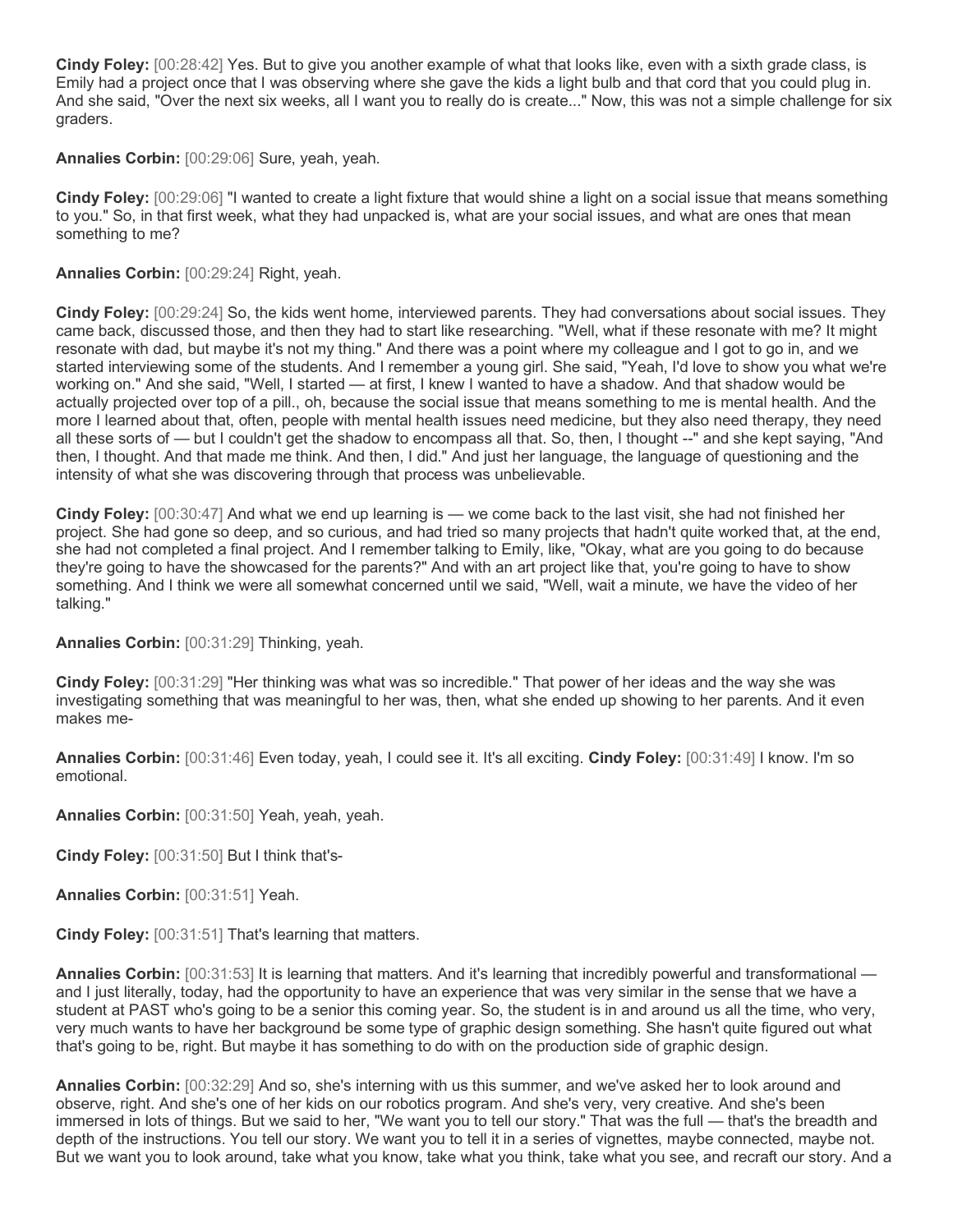**Cindy Foley:** [00:28:42] Yes. But to give you another example of what that looks like, even with a sixth grade class, is Emily had a project once that I was observing where she gave the kids a light bulb and that cord that you could plug in. And she said, "Over the next six weeks, all I want you to really do is create..." Now, this was not a simple challenge for six graders.

**Annalies Corbin:** [00:29:06] Sure, yeah, yeah.

**Cindy Foley:** [00:29:06] "I wanted to create a light fixture that would shine a light on a social issue that means something to you." So, in that first week, what they had unpacked is, what are your social issues, and what are ones that mean something to me?

**Annalies Corbin:** [00:29:24] Right, yeah.

**Cindy Foley:** [00:29:24] So, the kids went home, interviewed parents. They had conversations about social issues. They came back, discussed those, and then they had to start like researching. "Well, what if these resonate with me? It might resonate with dad, but maybe it's not my thing." And there was a point where my colleague and I got to go in, and we started interviewing some of the students. And I remember a young girl. She said, "Yeah, I'd love to show you what we're working on." And she said, "Well, I started — at first, I knew I wanted to have a shadow. And that shadow would be actually projected over top of a pill., oh, because the social issue that means something to me is mental health. And the more I learned about that, often, people with mental health issues need medicine, but they also need therapy, they need all these sorts of — but I couldn't get the shadow to encompass all that. So, then, I thought --" and she kept saying, "And then, I thought. And that made me think. And then, I did." And just her language, the language of questioning and the intensity of what she was discovering through that process was unbelievable.

**Cindy Foley:** [00:30:47] And what we end up learning is — we come back to the last visit, she had not finished her project. She had gone so deep, and so curious, and had tried so many projects that hadn't quite worked that, at the end, she had not completed a final project. And I remember talking to Emily, like, "Okay, what are you going to do because they're going to have the showcased for the parents?" And with an art project like that, you're going to have to show something. And I think we were all somewhat concerned until we said, "Well, wait a minute, we have the video of her talking."

**Annalies Corbin:** [00:31:29] Thinking, yeah.

**Cindy Foley:** [00:31:29] "Her thinking was what was so incredible." That power of her ideas and the way she was investigating something that was meaningful to her was, then, what she ended up showing to her parents. And it even makes me-

**Annalies Corbin:** [00:31:46] Even today, yeah, I could see it. It's all exciting. **Cindy Foley:** [00:31:49] I know. I'm so emotional.

**Annalies Corbin:** [00:31:50] Yeah, yeah, yeah.

**Cindy Foley:** [00:31:50] But I think that's-

**Annalies Corbin:** [00:31:51] Yeah.

**Cindy Foley:** [00:31:51] That's learning that matters.

**Annalies Corbin:** [00:31:53] It is learning that matters. And it's learning that incredibly powerful and transformational — and I just literally, today, had the opportunity to have an experience that was very similar in the sense that we have a student at PAST who's going to be a senior this coming year. So, the student is in and around us all the time, who very, very much wants to have her background be some type of graphic design something. She hasn't quite figured out what that's going to be, right. But maybe it has something to do with on the production side of graphic design.

**Annalies Corbin:** [00:32:29] And so, she's interning with us this summer, and we've asked her to look around and observe, right. And she's one of her kids on our robotics program. And she's very, very creative. And she's been immersed in lots of things. But we said to her, "We want you to tell our story." That was the full — that's the breadth and depth of the instructions. You tell our story. We want you to tell it in a series of vignettes, maybe connected, maybe not. But we want you to look around, take what you know, take what you think, take what you see, and recraft our story. And a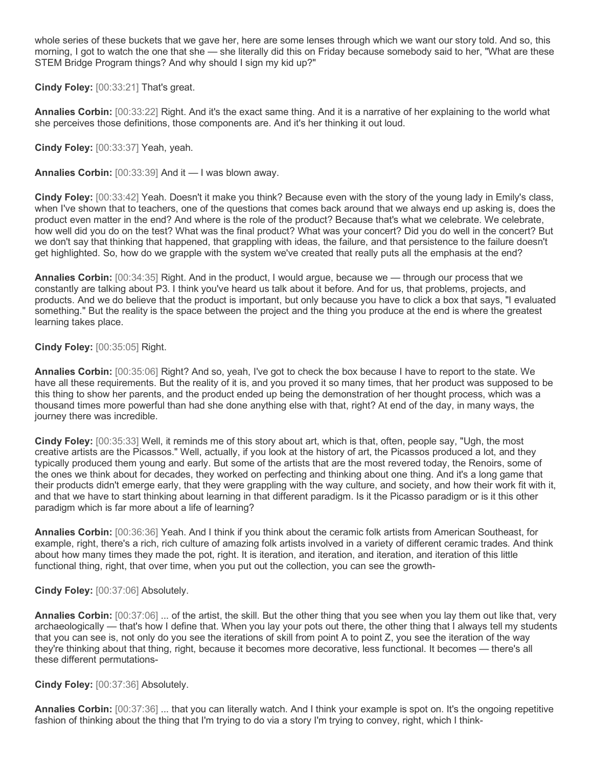whole series of these buckets that we gave her, here are some lenses through which we want our story told. And so, this morning, I got to watch the one that she — she literally did this on Friday because somebody said to her, "What are these STEM Bridge Program things? And why should I sign my kid up?"

**Cindy Foley:** [00:33:21] That's great.

**Annalies Corbin:** [00:33:22] Right. And it's the exact same thing. And it is a narrative of her explaining to the world what she perceives those definitions, those components are. And it's her thinking it out loud.

**Cindy Foley:** [00:33:37] Yeah, yeah.

**Annalies Corbin:** [00:33:39] And it — I was blown away.

**Cindy Foley:** [00:33:42] Yeah. Doesn't it make you think? Because even with the story of the young lady in Emily's class, when I've shown that to teachers, one of the questions that comes back around that we always end up asking is, does the product even matter in the end? And where is the role of the product? Because that's what we celebrate. We celebrate, how well did you do on the test? What was the final product? What was your concert? Did you do well in the concert? But we don't say that thinking that happened, that grappling with ideas, the failure, and that persistence to the failure doesn't get highlighted. So, how do we grapple with the system we've created that really puts all the emphasis at the end?

**Annalies Corbin:** [00:34:35] Right. And in the product, I would argue, because we — through our process that we constantly are talking about P3. I think you've heard us talk about it before. And for us, that problems, projects, and products. And we do believe that the product is important, but only because you have to click a box that says, "I evaluated something." But the reality is the space between the project and the thing you produce at the end is where the greatest learning takes place.

**Cindy Foley:** [00:35:05] Right.

**Annalies Corbin:** [00:35:06] Right? And so, yeah, I've got to check the box because I have to report to the state. We have all these requirements. But the reality of it is, and you proved it so many times, that her product was supposed to be this thing to show her parents, and the product ended up being the demonstration of her thought process, which was a thousand times more powerful than had she done anything else with that, right? At end of the day, in many ways, the journey there was incredible.

**Cindy Foley:** [00:35:33] Well, it reminds me of this story about art, which is that, often, people say, "Ugh, the most creative artists are the Picassos." Well, actually, if you look at the history of art, the Picassos produced a lot, and they typically produced them young and early. But some of the artists that are the most revered today, the Renoirs, some of the ones we think about for decades, they worked on perfecting and thinking about one thing. And it's a long game that their products didn't emerge early, that they were grappling with the way culture, and society, and how their work fit with it, and that we have to start thinking about learning in that different paradigm. Is it the Picasso paradigm or is it this other paradigm which is far more about a life of learning?

**Annalies Corbin:** [00:36:36] Yeah. And I think if you think about the ceramic folk artists from American Southeast, for example, right, there's a rich, rich culture of amazing folk artists involved in a variety of different ceramic trades. And think about how many times they made the pot, right. It is iteration, and iteration, and iteration, and iteration of this little functional thing, right, that over time, when you put out the collection, you can see the growth-

**Cindy Foley:** [00:37:06] Absolutely.

**Annalies Corbin:** [00:37:06] ... of the artist, the skill. But the other thing that you see when you lay them out like that, very archaeologically — that's how I define that. When you lay your pots out there, the other thing that I always tell my students that you can see is, not only do you see the iterations of skill from point A to point Z, you see the iteration of the way they're thinking about that thing, right, because it becomes more decorative, less functional. It becomes — there's all these different permutations-

**Cindy Foley:** [00:37:36] Absolutely.

**Annalies Corbin:** [00:37:36] ... that you can literally watch. And I think your example is spot on. It's the ongoing repetitive fashion of thinking about the thing that I'm trying to do via a story I'm trying to convey, right, which I think-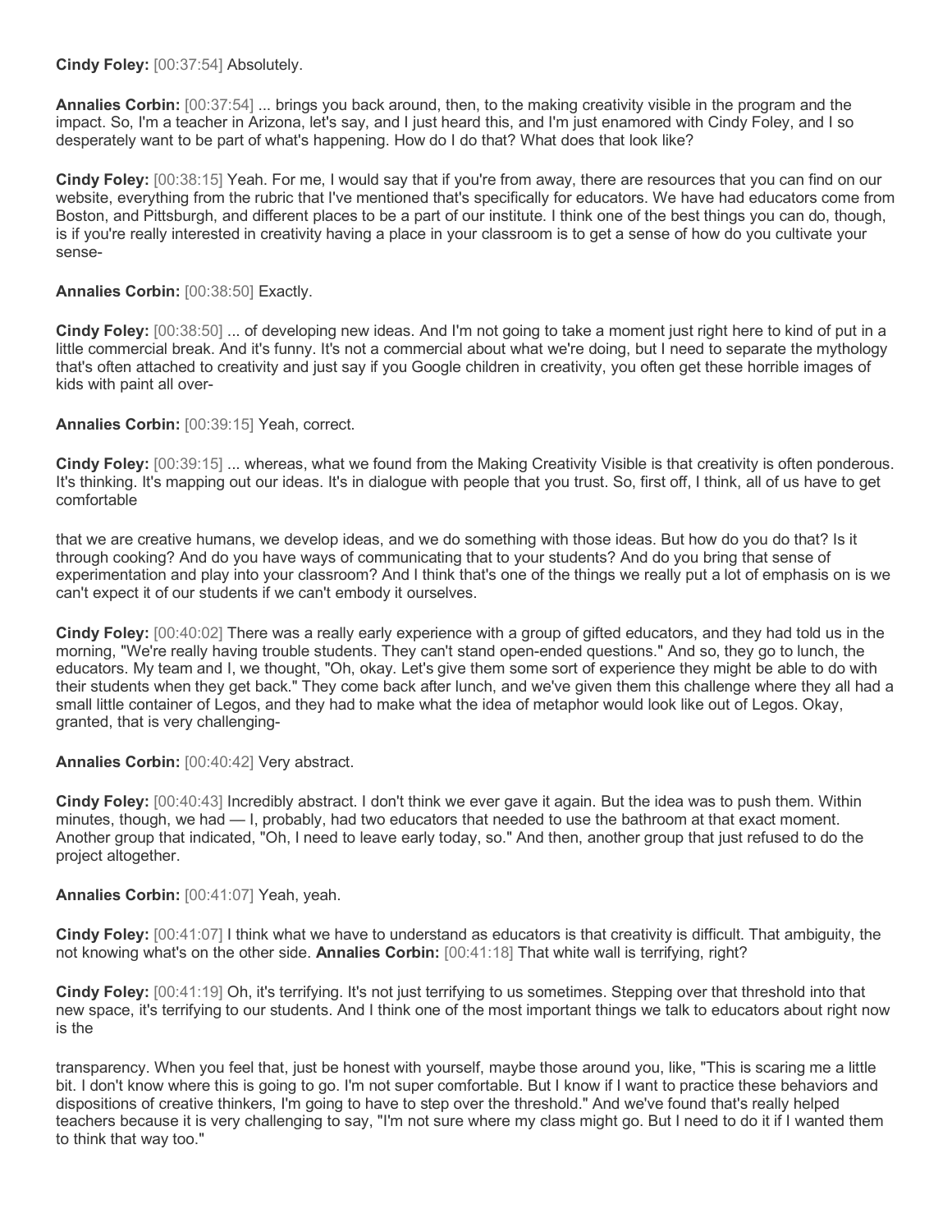**Cindy Foley:** [00:37:54] Absolutely.

**Annalies Corbin:** [00:37:54] ... brings you back around, then, to the making creativity visible in the program and the impact. So, I'm a teacher in Arizona, let's say, and I just heard this, and I'm just enamored with Cindy Foley, and I so desperately want to be part of what's happening. How do I do that? What does that look like?

**Cindy Foley:** [00:38:15] Yeah. For me, I would say that if you're from away, there are resources that you can find on our website, everything from the rubric that I've mentioned that's specifically for educators. We have had educators come from Boston, and Pittsburgh, and different places to be a part of our institute. I think one of the best things you can do, though, is if you're really interested in creativity having a place in your classroom is to get a sense of how do you cultivate your sense-

**Annalies Corbin:** [00:38:50] Exactly.

**Cindy Foley:** [00:38:50] ... of developing new ideas. And I'm not going to take a moment just right here to kind of put in a little commercial break. And it's funny. It's not a commercial about what we're doing, but I need to separate the mythology that's often attached to creativity and just say if you Google children in creativity, you often get these horrible images of kids with paint all over-

**Annalies Corbin:** [00:39:15] Yeah, correct.

**Cindy Foley:** [00:39:15] ... whereas, what we found from the Making Creativity Visible is that creativity is often ponderous. It's thinking. It's mapping out our ideas. It's in dialogue with people that you trust. So, first off, I think, all of us have to get comfortable that we are creative humans, we develop ideas, and we do something with those ideas. But how do you do that? Is it through cooking? And do you have ways of communicating that to your students? And do you bring that sense of experimentation and play into your classroom? And I think that's one of the things we really put a lot of emphasis on is we can't expect it of our students if we can't embody it ourselves.

**Cindy Foley:** [00:40:02] There was a really early experience with a group of gifted educators, and they had told us in the morning, "We're really having trouble students. They can't stand open-ended questions." And so, they go to lunch, the educators. My team and I, we thought, "Oh, okay. Let's give them some sort of experience they might be able to do with their students when they get back." They come back after lunch, and we've given them this challenge where they all had a small little container of Legos, and they had to make what the idea of metaphor would look like out of Legos. Okay, granted, that is very challenging-

**Annalies Corbin:** [00:40:42] Very abstract.

**Cindy Foley:** [00:40:43] Incredibly abstract. I don't think we ever gave it again. But the idea was to push them. Within minutes, though, we had — I, probably, had two educators that needed to use the bathroom at that exact moment. Another group that indicated, "Oh, I need to leave early today, so." And then, another group that just refused to do the project altogether.

**Annalies Corbin:** [00:41:07] Yeah, yeah.

**Cindy Foley:** [00:41:07] I think what we have to understand as educators is that creativity is difficult. That ambiguity, the not knowing what's on the other side.

**Annalies Corbin:** [00:41:18] That white wall is terrifying, right?

**Cindy Foley:** [00:41:19] Oh, it's terrifying. It's not just terrifying to us sometimes. Stepping over that threshold into that new space, it's terrifying to our students. And I think one of the most important things we talk to educators about right now is the transparency. When you feel that, just be honest with yourself, maybe those around you, like, "This is scaring me a little bit. I don't know where this is going to go. I'm not super comfortable. But I know if I want to practice these behaviors and dispositions of creative thinkers, I'm going to have to step over the threshold." And we've found that's really helped teachers because it is very challenging to say, "I'm not sure where my class might go. But I need to do it if I wanted them to think that way too."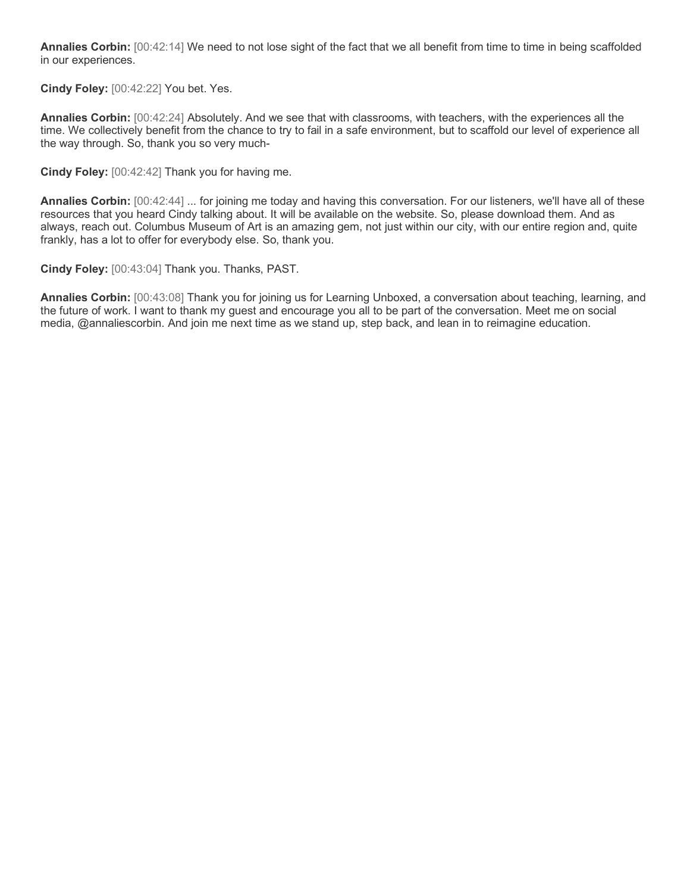**Annalies Corbin:** [00:42:14] We need to not lose sight of the fact that we all benefit from time to time in being scaffolded in our experiences.

**Cindy Foley:** [00:42:22] You bet. Yes.

**Annalies Corbin:** [00:42:24] Absolutely. And we see that with classrooms, with teachers, with the experiences all the time. We collectively benefit from the chance to try to fail in a safe environment, but to scaffold our level of experience all the way through. So, thank you so very much-

**Cindy Foley:** [00:42:42] Thank you for having me.

**Annalies Corbin:** [00:42:44] ... for joining me today and having this conversation. For our listeners, we'll have all of these resources that you heard Cindy talking about. It will be available on the website. So, please download them. And as always, reach out. Columbus Museum of Art is an amazing gem, not just within our city, with our entire region and, quite frankly, has a lot to offer for everybody else. So, thank you.

**Cindy Foley:** [00:43:04] Thank you. Thanks, PAST.

**Annalies Corbin:** [00:43:08] Thank you for joining us for Learning Unboxed, a conversation about teaching, learning, and the future of work. I want to thank my guest and encourage you all to be part of the conversation. Meet me on social media, @annaliescorbin. And join me next time as we stand up, step back, and lean in to reimagine education.